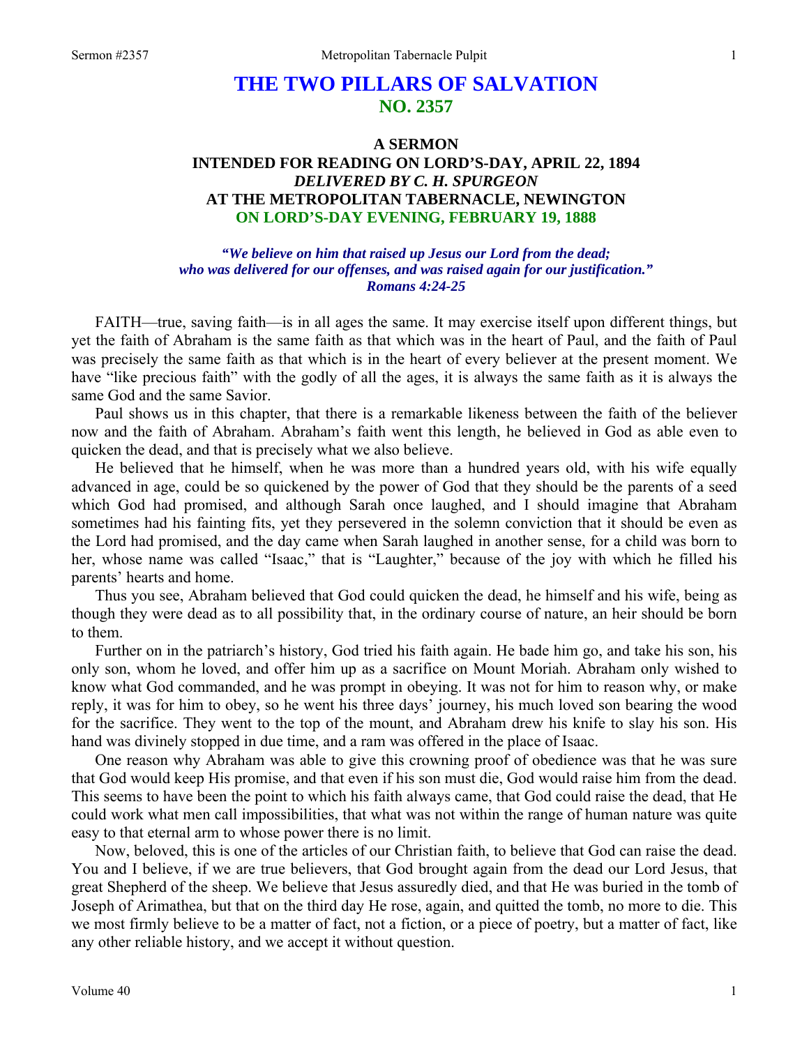# THE TWO PILLARS OF SALVATION
## NO. 2357

### A SERMON
### INTENDED FOR READING ON LORD'S-DAY, APRIL 22, 1894
### *DELIVERED BY C. H. SPURGEON*
### AT THE METROPOLITAN TABERNACLE, NEWINGTON
### ON LORD'S-DAY EVENING, FEBRUARY 19, 1888

***"We believe on him that raised up Jesus our Lord from the dead; who was delivered for our offenses, and was raised again for our justification." Romans 4:24-25***

FAITH—true, saving faith—is in all ages the same. It may exercise itself upon different things, but yet the faith of Abraham is the same faith as that which was in the heart of Paul, and the faith of Paul was precisely the same faith as that which is in the heart of every believer at the present moment. We have "like precious faith" with the godly of all the ages, it is always the same faith as it is always the same God and the same Savior.

Paul shows us in this chapter, that there is a remarkable likeness between the faith of the believer now and the faith of Abraham. Abraham's faith went this length, he believed in God as able even to quicken the dead, and that is precisely what we also believe.

He believed that he himself, when he was more than a hundred years old, with his wife equally advanced in age, could be so quickened by the power of God that they should be the parents of a seed which God had promised, and although Sarah once laughed, and I should imagine that Abraham sometimes had his fainting fits, yet they persevered in the solemn conviction that it should be even as the Lord had promised, and the day came when Sarah laughed in another sense, for a child was born to her, whose name was called "Isaac," that is "Laughter," because of the joy with which he filled his parents' hearts and home.

Thus you see, Abraham believed that God could quicken the dead, he himself and his wife, being as though they were dead as to all possibility that, in the ordinary course of nature, an heir should be born to them.

Further on in the patriarch's history, God tried his faith again. He bade him go, and take his son, his only son, whom he loved, and offer him up as a sacrifice on Mount Moriah. Abraham only wished to know what God commanded, and he was prompt in obeying. It was not for him to reason why, or make reply, it was for him to obey, so he went his three days' journey, his much loved son bearing the wood for the sacrifice. They went to the top of the mount, and Abraham drew his knife to slay his son. His hand was divinely stopped in due time, and a ram was offered in the place of Isaac.

One reason why Abraham was able to give this crowning proof of obedience was that he was sure that God would keep His promise, and that even if his son must die, God would raise him from the dead. This seems to have been the point to which his faith always came, that God could raise the dead, that He could work what men call impossibilities, that what was not within the range of human nature was quite easy to that eternal arm to whose power there is no limit.

Now, beloved, this is one of the articles of our Christian faith, to believe that God can raise the dead. You and I believe, if we are true believers, that God brought again from the dead our Lord Jesus, that great Shepherd of the sheep. We believe that Jesus assuredly died, and that He was buried in the tomb of Joseph of Arimathea, but that on the third day He rose, again, and quitted the tomb, no more to die. This we most firmly believe to be a matter of fact, not a fiction, or a piece of poetry, but a matter of fact, like any other reliable history, and we accept it without question.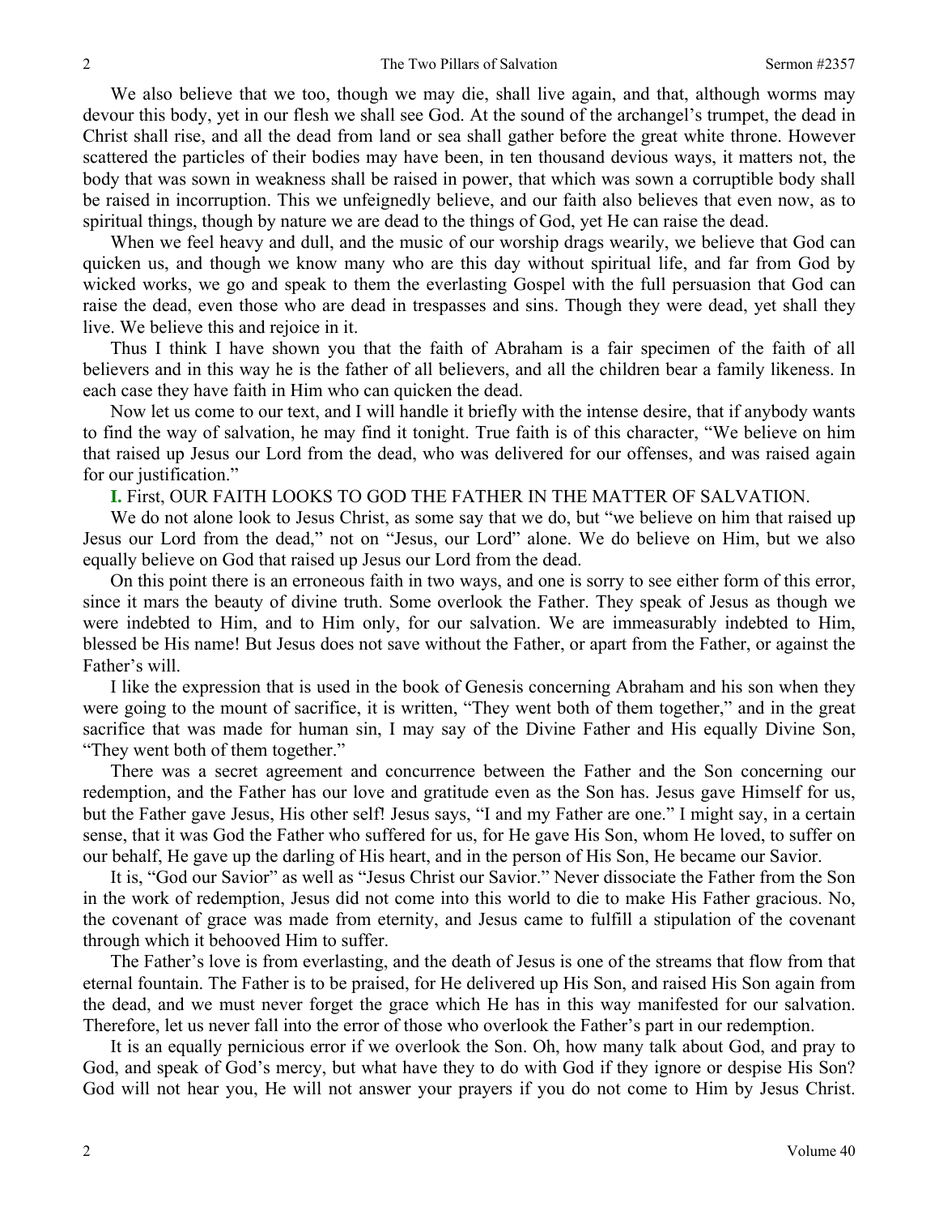We also believe that we too, though we may die, shall live again, and that, although worms may devour this body, yet in our flesh we shall see God. At the sound of the archangel's trumpet, the dead in Christ shall rise, and all the dead from land or sea shall gather before the great white throne. However scattered the particles of their bodies may have been, in ten thousand devious ways, it matters not, the body that was sown in weakness shall be raised in power, that which was sown a corruptible body shall be raised in incorruption. This we unfeignedly believe, and our faith also believes that even now, as to spiritual things, though by nature we are dead to the things of God, yet He can raise the dead.

When we feel heavy and dull, and the music of our worship drags wearily, we believe that God can quicken us, and though we know many who are this day without spiritual life, and far from God by wicked works, we go and speak to them the everlasting Gospel with the full persuasion that God can raise the dead, even those who are dead in trespasses and sins. Though they were dead, yet shall they live. We believe this and rejoice in it.

Thus I think I have shown you that the faith of Abraham is a fair specimen of the faith of all believers and in this way he is the father of all believers, and all the children bear a family likeness. In each case they have faith in Him who can quicken the dead.

Now let us come to our text, and I will handle it briefly with the intense desire, that if anybody wants to find the way of salvation, he may find it tonight. True faith is of this character, "We believe on him that raised up Jesus our Lord from the dead, who was delivered for our offenses, and was raised again for our justification."

**I.** First, OUR FAITH LOOKS TO GOD THE FATHER IN THE MATTER OF SALVATION.

We do not alone look to Jesus Christ, as some say that we do, but "we believe on him that raised up Jesus our Lord from the dead," not on "Jesus, our Lord" alone. We do believe on Him, but we also equally believe on God that raised up Jesus our Lord from the dead.

On this point there is an erroneous faith in two ways, and one is sorry to see either form of this error, since it mars the beauty of divine truth. Some overlook the Father. They speak of Jesus as though we were indebted to Him, and to Him only, for our salvation. We are immeasurably indebted to Him, blessed be His name! But Jesus does not save without the Father, or apart from the Father, or against the Father's will.

I like the expression that is used in the book of Genesis concerning Abraham and his son when they were going to the mount of sacrifice, it is written, "They went both of them together," and in the great sacrifice that was made for human sin, I may say of the Divine Father and His equally Divine Son, "They went both of them together."

There was a secret agreement and concurrence between the Father and the Son concerning our redemption, and the Father has our love and gratitude even as the Son has. Jesus gave Himself for us, but the Father gave Jesus, His other self! Jesus says, "I and my Father are one." I might say, in a certain sense, that it was God the Father who suffered for us, for He gave His Son, whom He loved, to suffer on our behalf, He gave up the darling of His heart, and in the person of His Son, He became our Savior.

It is, "God our Savior" as well as "Jesus Christ our Savior." Never dissociate the Father from the Son in the work of redemption, Jesus did not come into this world to die to make His Father gracious. No, the covenant of grace was made from eternity, and Jesus came to fulfill a stipulation of the covenant through which it behooved Him to suffer.

The Father's love is from everlasting, and the death of Jesus is one of the streams that flow from that eternal fountain. The Father is to be praised, for He delivered up His Son, and raised His Son again from the dead, and we must never forget the grace which He has in this way manifested for our salvation. Therefore, let us never fall into the error of those who overlook the Father's part in our redemption.

It is an equally pernicious error if we overlook the Son. Oh, how many talk about God, and pray to God, and speak of God's mercy, but what have they to do with God if they ignore or despise His Son? God will not hear you, He will not answer your prayers if you do not come to Him by Jesus Christ.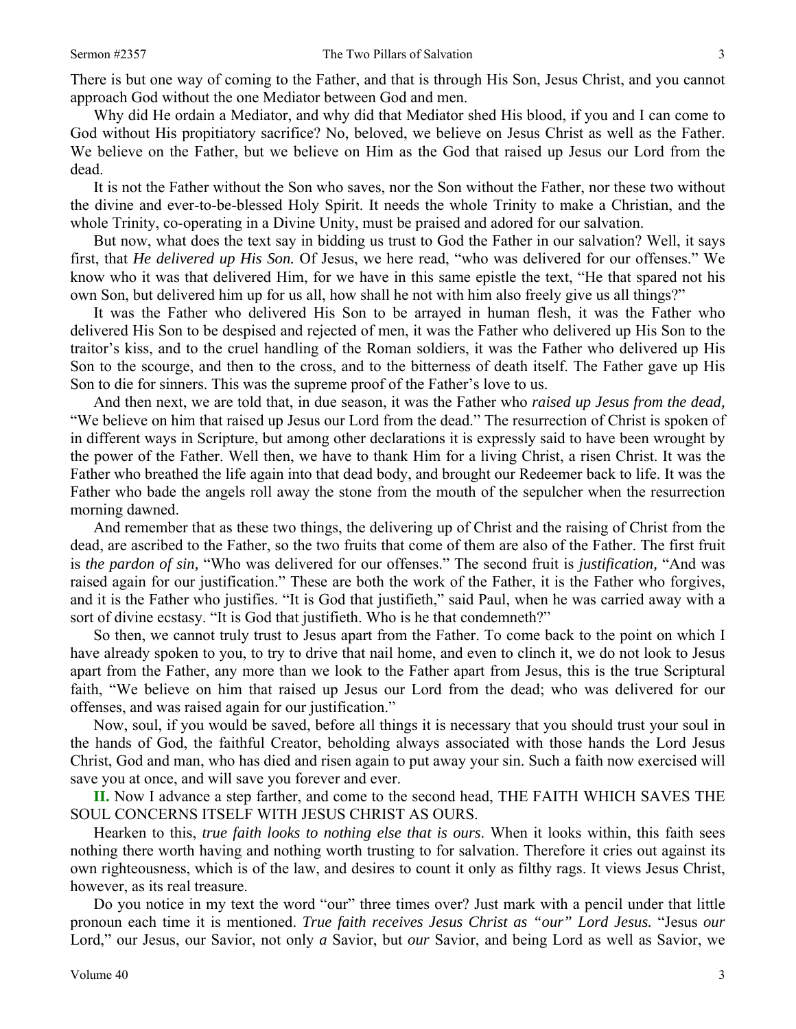There is but one way of coming to the Father, and that is through His Son, Jesus Christ, and you cannot approach God without the one Mediator between God and men.

Why did He ordain a Mediator, and why did that Mediator shed His blood, if you and I can come to God without His propitiatory sacrifice? No, beloved, we believe on Jesus Christ as well as the Father. We believe on the Father, but we believe on Him as the God that raised up Jesus our Lord from the dead.

It is not the Father without the Son who saves, nor the Son without the Father, nor these two without the divine and ever-to-be-blessed Holy Spirit. It needs the whole Trinity to make a Christian, and the whole Trinity, co-operating in a Divine Unity, must be praised and adored for our salvation.

But now, what does the text say in bidding us trust to God the Father in our salvation? Well, it says first, that *He delivered up His Son.* Of Jesus, we here read, "who was delivered for our offenses." We know who it was that delivered Him, for we have in this same epistle the text, "He that spared not his own Son, but delivered him up for us all, how shall he not with him also freely give us all things?"

It was the Father who delivered His Son to be arrayed in human flesh, it was the Father who delivered His Son to be despised and rejected of men, it was the Father who delivered up His Son to the traitor's kiss, and to the cruel handling of the Roman soldiers, it was the Father who delivered up His Son to the scourge, and then to the cross, and to the bitterness of death itself. The Father gave up His Son to die for sinners. This was the supreme proof of the Father's love to us.

And then next, we are told that, in due season, it was the Father who *raised up Jesus from the dead,* "We believe on him that raised up Jesus our Lord from the dead." The resurrection of Christ is spoken of in different ways in Scripture, but among other declarations it is expressly said to have been wrought by the power of the Father. Well then, we have to thank Him for a living Christ, a risen Christ. It was the Father who breathed the life again into that dead body, and brought our Redeemer back to life. It was the Father who bade the angels roll away the stone from the mouth of the sepulcher when the resurrection morning dawned.

And remember that as these two things, the delivering up of Christ and the raising of Christ from the dead, are ascribed to the Father, so the two fruits that come of them are also of the Father. The first fruit is *the pardon of sin,* "Who was delivered for our offenses." The second fruit is *justification,* "And was raised again for our justification." These are both the work of the Father, it is the Father who forgives, and it is the Father who justifies. "It is God that justifieth," said Paul, when he was carried away with a sort of divine ecstasy. "It is God that justifieth. Who is he that condemneth?"

So then, we cannot truly trust to Jesus apart from the Father. To come back to the point on which I have already spoken to you, to try to drive that nail home, and even to clinch it, we do not look to Jesus apart from the Father, any more than we look to the Father apart from Jesus, this is the true Scriptural faith, "We believe on him that raised up Jesus our Lord from the dead; who was delivered for our offenses, and was raised again for our justification."

Now, soul, if you would be saved, before all things it is necessary that you should trust your soul in the hands of God, the faithful Creator, beholding always associated with those hands the Lord Jesus Christ, God and man, who has died and risen again to put away your sin. Such a faith now exercised will save you at once, and will save you forever and ever.

**II.** Now I advance a step farther, and come to the second head, THE FAITH WHICH SAVES THE SOUL CONCERNS ITSELF WITH JESUS CHRIST AS OURS.

Hearken to this, *true faith looks to nothing else that is ours.* When it looks within, this faith sees nothing there worth having and nothing worth trusting to for salvation. Therefore it cries out against its own righteousness, which is of the law, and desires to count it only as filthy rags. It views Jesus Christ, however, as its real treasure.

Do you notice in my text the word "our" three times over? Just mark with a pencil under that little pronoun each time it is mentioned. *True faith receives Jesus Christ as "our" Lord Jesus.* "Jesus *our* Lord," our Jesus, our Savior, not only *a* Savior, but *our* Savior, and being Lord as well as Savior, we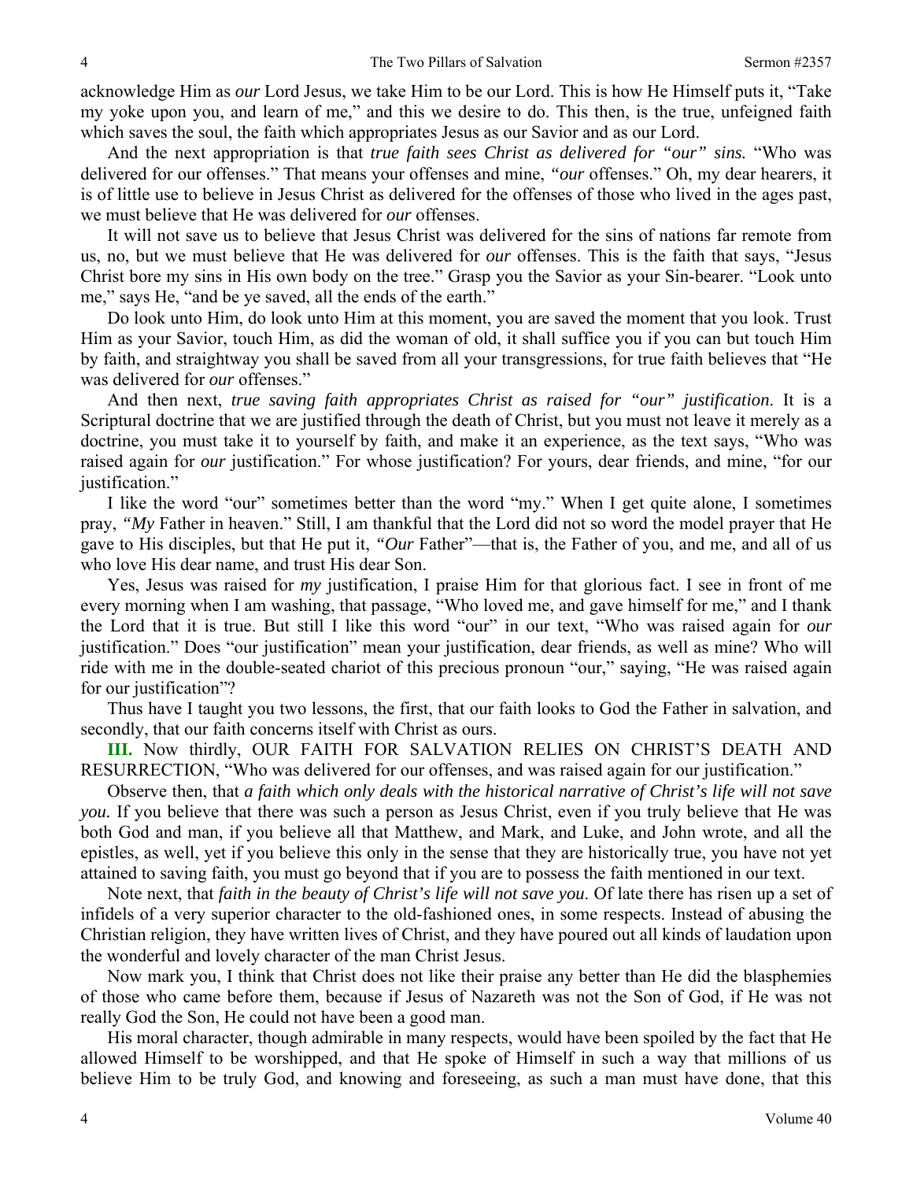acknowledge Him as *our* Lord Jesus, we take Him to be our Lord. This is how He Himself puts it, "Take my yoke upon you, and learn of me," and this we desire to do. This then, is the true, unfeigned faith which saves the soul, the faith which appropriates Jesus as our Savior and as our Lord.

And the next appropriation is that *true faith sees Christ as delivered for "our" sins.* "Who was delivered for our offenses." That means your offenses and mine, *"our* offenses." Oh, my dear hearers, it is of little use to believe in Jesus Christ as delivered for the offenses of those who lived in the ages past, we must believe that He was delivered for *our* offenses.

It will not save us to believe that Jesus Christ was delivered for the sins of nations far remote from us, no, but we must believe that He was delivered for *our* offenses. This is the faith that says, "Jesus Christ bore my sins in His own body on the tree." Grasp you the Savior as your Sin-bearer. "Look unto me," says He, "and be ye saved, all the ends of the earth."

Do look unto Him, do look unto Him at this moment, you are saved the moment that you look. Trust Him as your Savior, touch Him, as did the woman of old, it shall suffice you if you can but touch Him by faith, and straightway you shall be saved from all your transgressions, for true faith believes that "He was delivered for *our* offenses."

And then next, *true saving faith appropriates Christ as raised for "our" justification*. It is a Scriptural doctrine that we are justified through the death of Christ, but you must not leave it merely as a doctrine, you must take it to yourself by faith, and make it an experience, as the text says, "Who was raised again for *our* justification." For whose justification? For yours, dear friends, and mine, "for our justification."

I like the word "our" sometimes better than the word "my." When I get quite alone, I sometimes pray, *"My* Father in heaven." Still, I am thankful that the Lord did not so word the model prayer that He gave to His disciples, but that He put it, *"Our* Father"—that is, the Father of you, and me, and all of us who love His dear name, and trust His dear Son.

Yes, Jesus was raised for *my* justification, I praise Him for that glorious fact. I see in front of me every morning when I am washing, that passage, "Who loved me, and gave himself for me," and I thank the Lord that it is true. But still I like this word "our" in our text, "Who was raised again for *our* justification." Does "our justification" mean your justification, dear friends, as well as mine? Who will ride with me in the double-seated chariot of this precious pronoun "our," saying, "He was raised again for our justification"?

Thus have I taught you two lessons, the first, that our faith looks to God the Father in salvation, and secondly, that our faith concerns itself with Christ as ours.

**III.** Now thirdly, OUR FAITH FOR SALVATION RELIES ON CHRIST'S DEATH AND RESURRECTION, "Who was delivered for our offenses, and was raised again for our justification."

Observe then, that *a faith which only deals with the historical narrative of Christ's life will not save you.* If you believe that there was such a person as Jesus Christ, even if you truly believe that He was both God and man, if you believe all that Matthew, and Mark, and Luke, and John wrote, and all the epistles, as well, yet if you believe this only in the sense that they are historically true, you have not yet attained to saving faith, you must go beyond that if you are to possess the faith mentioned in our text.

Note next, that *faith in the beauty of Christ's life will not save you*. Of late there has risen up a set of infidels of a very superior character to the old-fashioned ones, in some respects. Instead of abusing the Christian religion, they have written lives of Christ, and they have poured out all kinds of laudation upon the wonderful and lovely character of the man Christ Jesus.

Now mark you, I think that Christ does not like their praise any better than He did the blasphemies of those who came before them, because if Jesus of Nazareth was not the Son of God, if He was not really God the Son, He could not have been a good man.

His moral character, though admirable in many respects, would have been spoiled by the fact that He allowed Himself to be worshipped, and that He spoke of Himself in such a way that millions of us believe Him to be truly God, and knowing and foreseeing, as such a man must have done, that this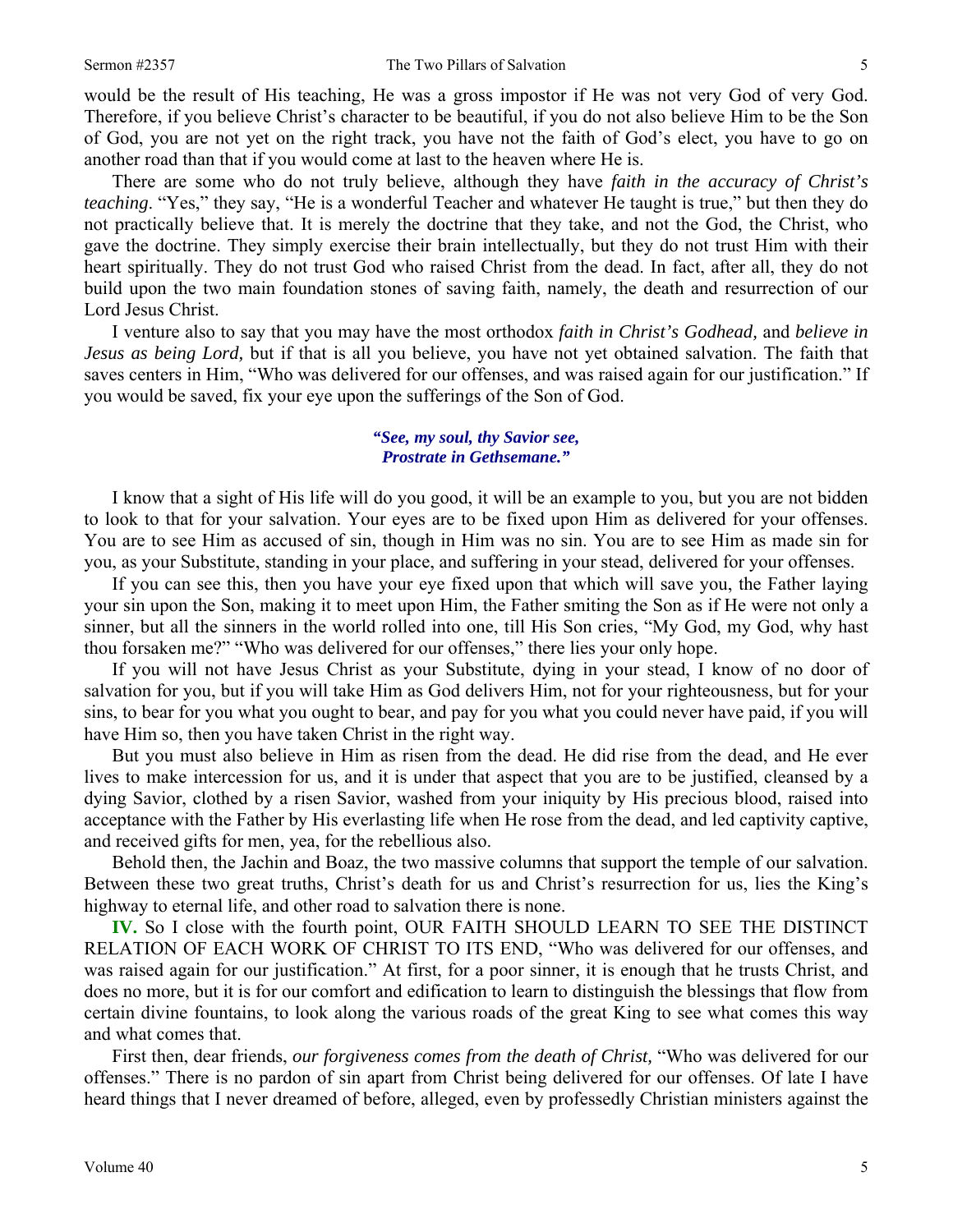would be the result of His teaching, He was a gross impostor if He was not very God of very God. Therefore, if you believe Christ's character to be beautiful, if you do not also believe Him to be the Son of God, you are not yet on the right track, you have not the faith of God's elect, you have to go on another road than that if you would come at last to the heaven where He is.

There are some who do not truly believe, although they have *faith in the accuracy of Christ's teaching*. "Yes," they say, "He is a wonderful Teacher and whatever He taught is true," but then they do not practically believe that. It is merely the doctrine that they take, and not the God, the Christ, who gave the doctrine. They simply exercise their brain intellectually, but they do not trust Him with their heart spiritually. They do not trust God who raised Christ from the dead. In fact, after all, they do not build upon the two main foundation stones of saving faith, namely, the death and resurrection of our Lord Jesus Christ.

I venture also to say that you may have the most orthodox *faith in Christ's Godhead,* and *believe in Jesus as being Lord,* but if that is all you believe, you have not yet obtained salvation. The faith that saves centers in Him, "Who was delivered for our offenses, and was raised again for our justification." If you would be saved, fix your eye upon the sufferings of the Son of God.

> ***"See, my soul, thy Savior see,***
> ***Prostrate in Gethsemane."***

I know that a sight of His life will do you good, it will be an example to you, but you are not bidden to look to that for your salvation. Your eyes are to be fixed upon Him as delivered for your offenses. You are to see Him as accused of sin, though in Him was no sin. You are to see Him as made sin for you, as your Substitute, standing in your place, and suffering in your stead, delivered for your offenses.

If you can see this, then you have your eye fixed upon that which will save you, the Father laying your sin upon the Son, making it to meet upon Him, the Father smiting the Son as if He were not only a sinner, but all the sinners in the world rolled into one, till His Son cries, "My God, my God, why hast thou forsaken me?" "Who was delivered for our offenses," there lies your only hope.

If you will not have Jesus Christ as your Substitute, dying in your stead, I know of no door of salvation for you, but if you will take Him as God delivers Him, not for your righteousness, but for your sins, to bear for you what you ought to bear, and pay for you what you could never have paid, if you will have Him so, then you have taken Christ in the right way.

But you must also believe in Him as risen from the dead. He did rise from the dead, and He ever lives to make intercession for us, and it is under that aspect that you are to be justified, cleansed by a dying Savior, clothed by a risen Savior, washed from your iniquity by His precious blood, raised into acceptance with the Father by His everlasting life when He rose from the dead, and led captivity captive, and received gifts for men, yea, for the rebellious also.

Behold then, the Jachin and Boaz, the two massive columns that support the temple of our salvation. Between these two great truths, Christ's death for us and Christ's resurrection for us, lies the King's highway to eternal life, and other road to salvation there is none.

**IV.** So I close with the fourth point, OUR FAITH SHOULD LEARN TO SEE THE DISTINCT RELATION OF EACH WORK OF CHRIST TO ITS END, "Who was delivered for our offenses, and was raised again for our justification." At first, for a poor sinner, it is enough that he trusts Christ, and does no more, but it is for our comfort and edification to learn to distinguish the blessings that flow from certain divine fountains, to look along the various roads of the great King to see what comes this way and what comes that.

First then, dear friends, *our forgiveness comes from the death of Christ,* "Who was delivered for our offenses." There is no pardon of sin apart from Christ being delivered for our offenses. Of late I have heard things that I never dreamed of before, alleged, even by professedly Christian ministers against the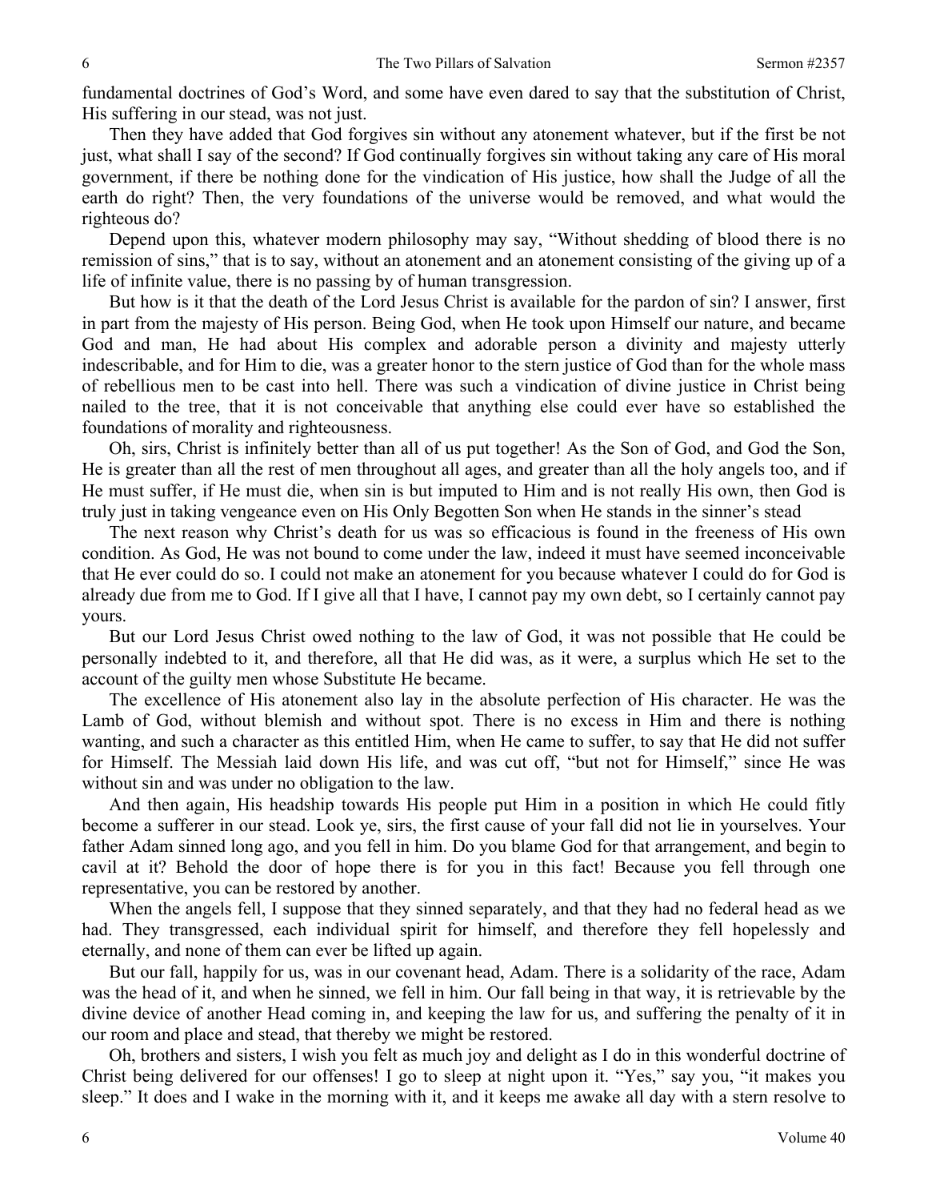fundamental doctrines of God's Word, and some have even dared to say that the substitution of Christ, His suffering in our stead, was not just.

Then they have added that God forgives sin without any atonement whatever, but if the first be not just, what shall I say of the second? If God continually forgives sin without taking any care of His moral government, if there be nothing done for the vindication of His justice, how shall the Judge of all the earth do right? Then, the very foundations of the universe would be removed, and what would the righteous do?

Depend upon this, whatever modern philosophy may say, "Without shedding of blood there is no remission of sins," that is to say, without an atonement and an atonement consisting of the giving up of a life of infinite value, there is no passing by of human transgression.

But how is it that the death of the Lord Jesus Christ is available for the pardon of sin? I answer, first in part from the majesty of His person. Being God, when He took upon Himself our nature, and became God and man, He had about His complex and adorable person a divinity and majesty utterly indescribable, and for Him to die, was a greater honor to the stern justice of God than for the whole mass of rebellious men to be cast into hell. There was such a vindication of divine justice in Christ being nailed to the tree, that it is not conceivable that anything else could ever have so established the foundations of morality and righteousness.

Oh, sirs, Christ is infinitely better than all of us put together! As the Son of God, and God the Son, He is greater than all the rest of men throughout all ages, and greater than all the holy angels too, and if He must suffer, if He must die, when sin is but imputed to Him and is not really His own, then God is truly just in taking vengeance even on His Only Begotten Son when He stands in the sinner's stead

The next reason why Christ's death for us was so efficacious is found in the freeness of His own condition. As God, He was not bound to come under the law, indeed it must have seemed inconceivable that He ever could do so. I could not make an atonement for you because whatever I could do for God is already due from me to God. If I give all that I have, I cannot pay my own debt, so I certainly cannot pay yours.

But our Lord Jesus Christ owed nothing to the law of God, it was not possible that He could be personally indebted to it, and therefore, all that He did was, as it were, a surplus which He set to the account of the guilty men whose Substitute He became.

The excellence of His atonement also lay in the absolute perfection of His character. He was the Lamb of God, without blemish and without spot. There is no excess in Him and there is nothing wanting, and such a character as this entitled Him, when He came to suffer, to say that He did not suffer for Himself. The Messiah laid down His life, and was cut off, "but not for Himself," since He was without sin and was under no obligation to the law.

And then again, His headship towards His people put Him in a position in which He could fitly become a sufferer in our stead. Look ye, sirs, the first cause of your fall did not lie in yourselves. Your father Adam sinned long ago, and you fell in him. Do you blame God for that arrangement, and begin to cavil at it? Behold the door of hope there is for you in this fact! Because you fell through one representative, you can be restored by another.

When the angels fell, I suppose that they sinned separately, and that they had no federal head as we had. They transgressed, each individual spirit for himself, and therefore they fell hopelessly and eternally, and none of them can ever be lifted up again.

But our fall, happily for us, was in our covenant head, Adam. There is a solidarity of the race, Adam was the head of it, and when he sinned, we fell in him. Our fall being in that way, it is retrievable by the divine device of another Head coming in, and keeping the law for us, and suffering the penalty of it in our room and place and stead, that thereby we might be restored.

Oh, brothers and sisters, I wish you felt as much joy and delight as I do in this wonderful doctrine of Christ being delivered for our offenses! I go to sleep at night upon it. "Yes," say you, "it makes you sleep." It does and I wake in the morning with it, and it keeps me awake all day with a stern resolve to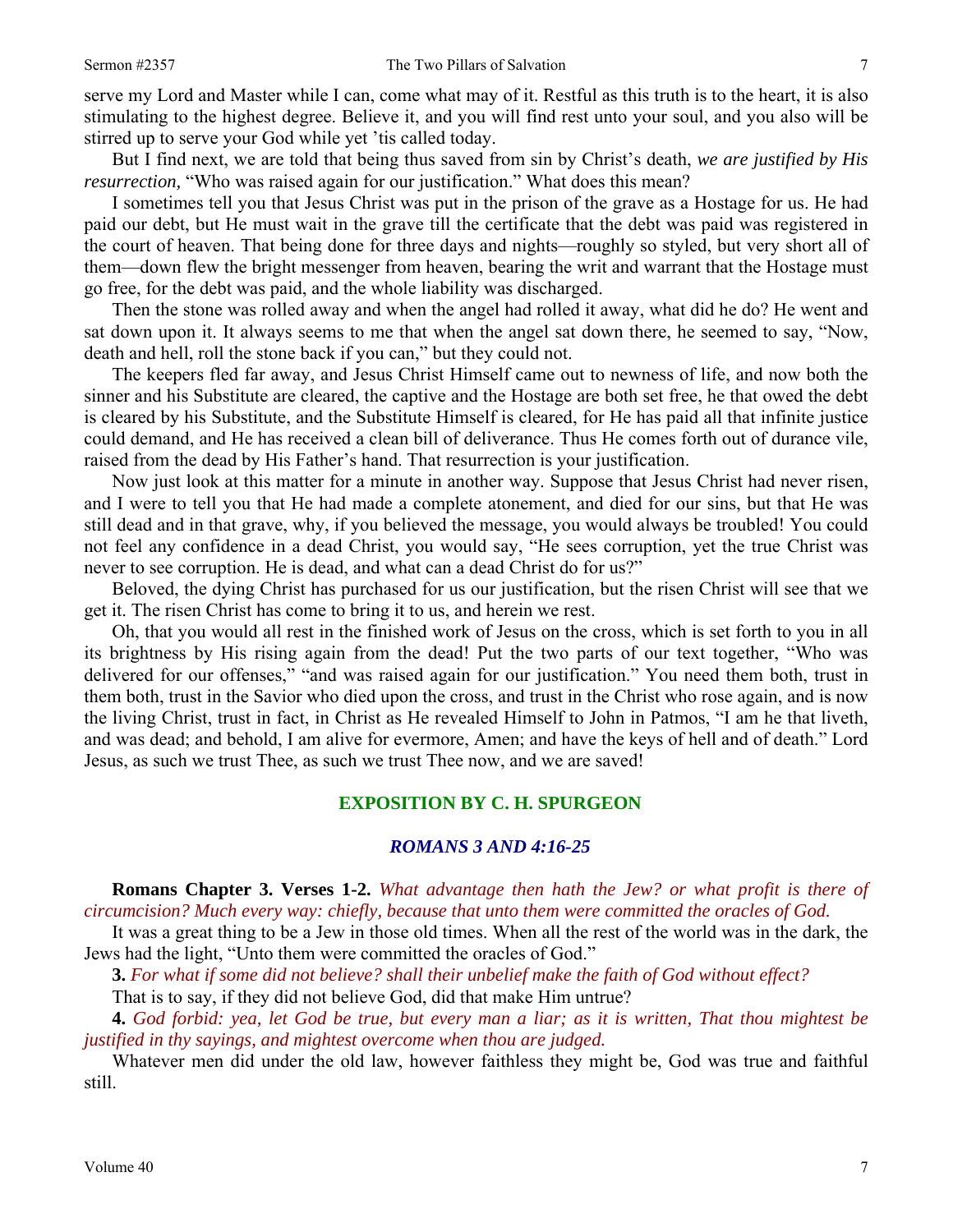serve my Lord and Master while I can, come what may of it. Restful as this truth is to the heart, it is also stimulating to the highest degree. Believe it, and you will find rest unto your soul, and you also will be stirred up to serve your God while yet 'tis called today.

But I find next, we are told that being thus saved from sin by Christ's death, *we are justified by His resurrection,* "Who was raised again for our justification." What does this mean?

I sometimes tell you that Jesus Christ was put in the prison of the grave as a Hostage for us. He had paid our debt, but He must wait in the grave till the certificate that the debt was paid was registered in the court of heaven. That being done for three days and nights—roughly so styled, but very short all of them—down flew the bright messenger from heaven, bearing the writ and warrant that the Hostage must go free, for the debt was paid, and the whole liability was discharged.

Then the stone was rolled away and when the angel had rolled it away, what did he do? He went and sat down upon it. It always seems to me that when the angel sat down there, he seemed to say, "Now, death and hell, roll the stone back if you can," but they could not.

The keepers fled far away, and Jesus Christ Himself came out to newness of life, and now both the sinner and his Substitute are cleared, the captive and the Hostage are both set free, he that owed the debt is cleared by his Substitute, and the Substitute Himself is cleared, for He has paid all that infinite justice could demand, and He has received a clean bill of deliverance. Thus He comes forth out of durance vile, raised from the dead by His Father's hand. That resurrection is your justification.

Now just look at this matter for a minute in another way. Suppose that Jesus Christ had never risen, and I were to tell you that He had made a complete atonement, and died for our sins, but that He was still dead and in that grave, why, if you believed the message, you would always be troubled! You could not feel any confidence in a dead Christ, you would say, "He sees corruption, yet the true Christ was never to see corruption. He is dead, and what can a dead Christ do for us?"

Beloved, the dying Christ has purchased for us our justification, but the risen Christ will see that we get it. The risen Christ has come to bring it to us, and herein we rest.

Oh, that you would all rest in the finished work of Jesus on the cross, which is set forth to you in all its brightness by His rising again from the dead! Put the two parts of our text together, "Who was delivered for our offenses," "and was raised again for our justification." You need them both, trust in them both, trust in the Savior who died upon the cross, and trust in the Christ who rose again, and is now the living Christ, trust in fact, in Christ as He revealed Himself to John in Patmos, "I am he that liveth, and was dead; and behold, I am alive for evermore, Amen; and have the keys of hell and of death." Lord Jesus, as such we trust Thee, as such we trust Thee now, and we are saved!

## EXPOSITION BY C. H. SPURGEON

### *ROMANS 3 AND 4:16-25*

**Romans Chapter 3. Verses 1-2.** *What advantage then hath the Jew? or what profit is there of circumcision? Much every way: chiefly, because that unto them were committed the oracles of God.*

It was a great thing to be a Jew in those old times. When all the rest of the world was in the dark, the Jews had the light, "Unto them were committed the oracles of God."

**3.** *For what if some did not believe? shall their unbelief make the faith of God without effect?*

That is to say, if they did not believe God, did that make Him untrue?

**4.** *God forbid: yea, let God be true, but every man a liar; as it is written, That thou mightest be justified in thy sayings, and mightest overcome when thou are judged.*

Whatever men did under the old law, however faithless they might be, God was true and faithful still.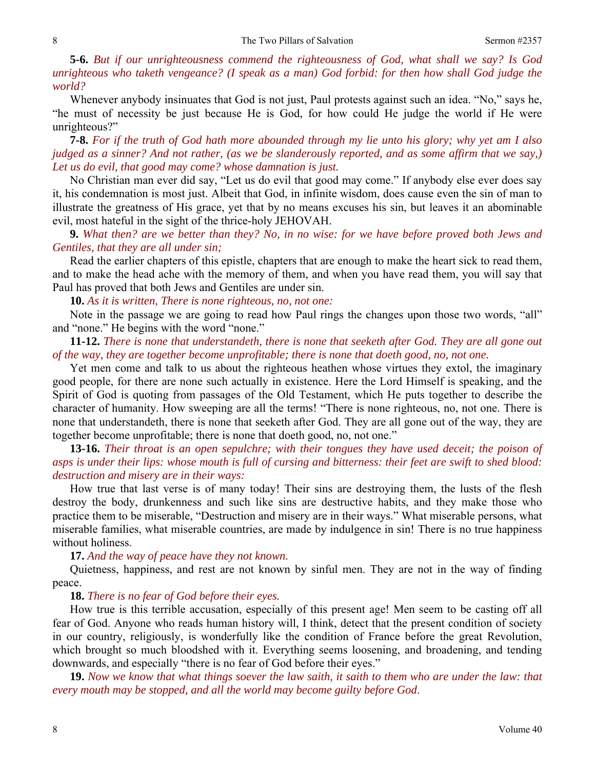**5-6.** *But if our unrighteousness commend the righteousness of God, what shall we say? Is God unrighteous who taketh vengeance? (I speak as a man) God forbid: for then how shall God judge the world?*

Whenever anybody insinuates that God is not just, Paul protests against such an idea. "No," says he, "he must of necessity be just because He is God, for how could He judge the world if He were unrighteous?"

**7-8.** *For if the truth of God hath more abounded through my lie unto his glory; why yet am I also judged as a sinner? And not rather, (as we be slanderously reported, and as some affirm that we say,) Let us do evil, that good may come? whose damnation is just.*

No Christian man ever did say, "Let us do evil that good may come." If anybody else ever does say it, his condemnation is most just. Albeit that God, in infinite wisdom, does cause even the sin of man to illustrate the greatness of His grace, yet that by no means excuses his sin, but leaves it an abominable evil, most hateful in the sight of the thrice-holy JEHOVAH.

**9.** *What then? are we better than they? No, in no wise: for we have before proved both Jews and Gentiles, that they are all under sin;*

Read the earlier chapters of this epistle, chapters that are enough to make the heart sick to read them, and to make the head ache with the memory of them, and when you have read them, you will say that Paul has proved that both Jews and Gentiles are under sin.

**10.** *As it is written, There is none righteous, no, not one:*

Note in the passage we are going to read how Paul rings the changes upon those two words, "all" and "none." He begins with the word "none."

**11-12.** *There is none that understandeth, there is none that seeketh after God. They are all gone out of the way, they are together become unprofitable; there is none that doeth good, no, not one.*

Yet men come and talk to us about the righteous heathen whose virtues they extol, the imaginary good people, for there are none such actually in existence. Here the Lord Himself is speaking, and the Spirit of God is quoting from passages of the Old Testament, which He puts together to describe the character of humanity. How sweeping are all the terms! "There is none righteous, no, not one. There is none that understandeth, there is none that seeketh after God. They are all gone out of the way, they are together become unprofitable; there is none that doeth good, no, not one."

**13-16.** *Their throat is an open sepulchre; with their tongues they have used deceit; the poison of asps is under their lips: whose mouth is full of cursing and bitterness: their feet are swift to shed blood: destruction and misery are in their ways:*

How true that last verse is of many today! Their sins are destroying them, the lusts of the flesh destroy the body, drunkenness and such like sins are destructive habits, and they make those who practice them to be miserable, "Destruction and misery are in their ways." What miserable persons, what miserable families, what miserable countries, are made by indulgence in sin! There is no true happiness without holiness.

**17.** *And the way of peace have they not known.*

Quietness, happiness, and rest are not known by sinful men. They are not in the way of finding peace.

**18.** *There is no fear of God before their eyes.*

How true is this terrible accusation, especially of this present age! Men seem to be casting off all fear of God. Anyone who reads human history will, I think, detect that the present condition of society in our country, religiously, is wonderfully like the condition of France before the great Revolution, which brought so much bloodshed with it. Everything seems loosening, and broadening, and tending downwards, and especially "there is no fear of God before their eyes."

**19.** *Now we know that what things soever the law saith, it saith to them who are under the law: that every mouth may be stopped, and all the world may become guilty before God.*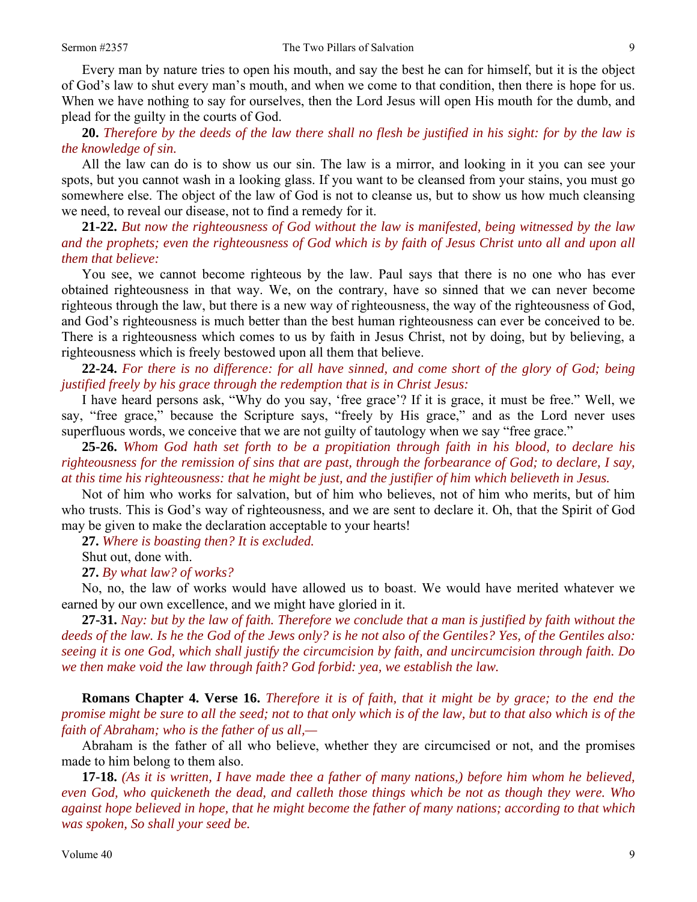Every man by nature tries to open his mouth, and say the best he can for himself, but it is the object of God's law to shut every man's mouth, and when we come to that condition, then there is hope for us. When we have nothing to say for ourselves, then the Lord Jesus will open His mouth for the dumb, and plead for the guilty in the courts of God.

**20.** *Therefore by the deeds of the law there shall no flesh be justified in his sight: for by the law is the knowledge of sin.*

All the law can do is to show us our sin. The law is a mirror, and looking in it you can see your spots, but you cannot wash in a looking glass. If you want to be cleansed from your stains, you must go somewhere else. The object of the law of God is not to cleanse us, but to show us how much cleansing we need, to reveal our disease, not to find a remedy for it.

**21-22.** *But now the righteousness of God without the law is manifested, being witnessed by the law and the prophets; even the righteousness of God which is by faith of Jesus Christ unto all and upon all them that believe:*

You see, we cannot become righteous by the law. Paul says that there is no one who has ever obtained righteousness in that way. We, on the contrary, have so sinned that we can never become righteous through the law, but there is a new way of righteousness, the way of the righteousness of God, and God's righteousness is much better than the best human righteousness can ever be conceived to be. There is a righteousness which comes to us by faith in Jesus Christ, not by doing, but by believing, a righteousness which is freely bestowed upon all them that believe.

**22-24.** *For there is no difference: for all have sinned, and come short of the glory of God; being justified freely by his grace through the redemption that is in Christ Jesus:*

I have heard persons ask, "Why do you say, 'free grace'? If it is grace, it must be free." Well, we say, "free grace," because the Scripture says, "freely by His grace," and as the Lord never uses superfluous words, we conceive that we are not guilty of tautology when we say "free grace."

**25-26.** *Whom God hath set forth to be a propitiation through faith in his blood, to declare his righteousness for the remission of sins that are past, through the forbearance of God; to declare, I say, at this time his righteousness: that he might be just, and the justifier of him which believeth in Jesus.*

Not of him who works for salvation, but of him who believes, not of him who merits, but of him who trusts. This is God's way of righteousness, and we are sent to declare it. Oh, that the Spirit of God may be given to make the declaration acceptable to your hearts!

**27.** *Where is boasting then? It is excluded.*

Shut out, done with.

**27.** *By what law? of works?*

No, no, the law of works would have allowed us to boast. We would have merited whatever we earned by our own excellence, and we might have gloried in it.

**27-31.** *Nay: but by the law of faith. Therefore we conclude that a man is justified by faith without the deeds of the law. Is he the God of the Jews only? is he not also of the Gentiles? Yes, of the Gentiles also: seeing it is one God, which shall justify the circumcision by faith, and uncircumcision through faith. Do we then make void the law through faith? God forbid: yea, we establish the law.*

**Romans Chapter 4. Verse 16.** *Therefore it is of faith, that it might be by grace; to the end the promise might be sure to all the seed; not to that only which is of the law, but to that also which is of the faith of Abraham; who is the father of us all,—*

Abraham is the father of all who believe, whether they are circumcised or not, and the promises made to him belong to them also.

**17-18.** *(As it is written, I have made thee a father of many nations,) before him whom he believed, even God, who quickeneth the dead, and calleth those things which be not as though they were. Who against hope believed in hope, that he might become the father of many nations; according to that which was spoken, So shall your seed be.*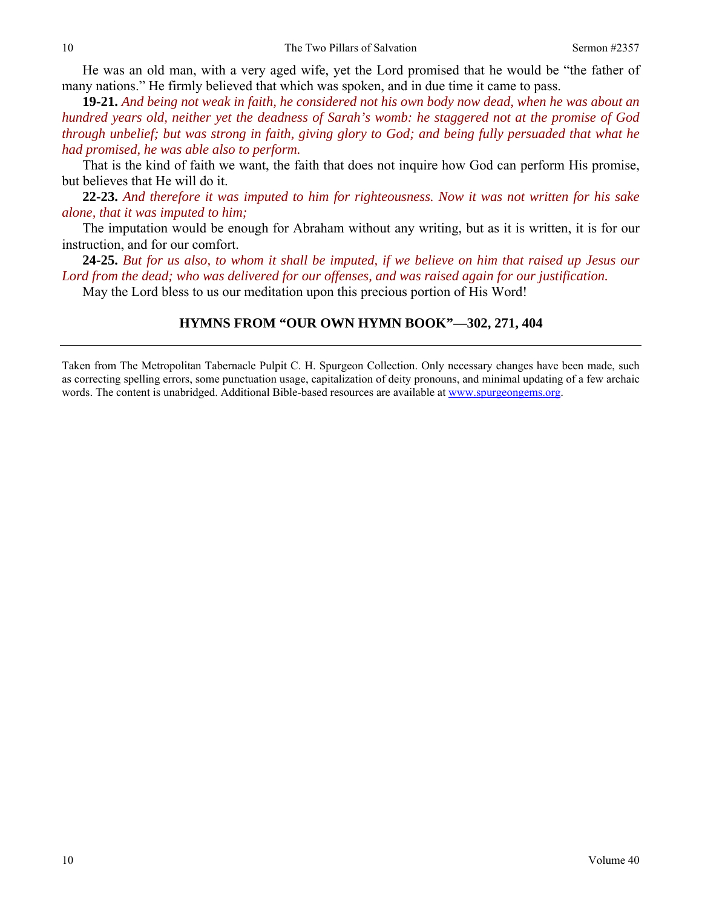He was an old man, with a very aged wife, yet the Lord promised that he would be "the father of many nations." He firmly believed that which was spoken, and in due time it came to pass.

**19-21.** *And being not weak in faith, he considered not his own body now dead, when he was about an hundred years old, neither yet the deadness of Sarah's womb: he staggered not at the promise of God through unbelief; but was strong in faith, giving glory to God; and being fully persuaded that what he had promised, he was able also to perform.*

That is the kind of faith we want, the faith that does not inquire how God can perform His promise, but believes that He will do it.

**22-23.** *And therefore it was imputed to him for righteousness. Now it was not written for his sake alone, that it was imputed to him;*

The imputation would be enough for Abraham without any writing, but as it is written, it is for our instruction, and for our comfort.

**24-25.** *But for us also, to whom it shall be imputed, if we believe on him that raised up Jesus our Lord from the dead; who was delivered for our offenses, and was raised again for our justification.*

May the Lord bless to us our meditation upon this precious portion of His Word!

## HYMNS FROM "OUR OWN HYMN BOOK"—302, 271, 404

---

Taken from The Metropolitan Tabernacle Pulpit C. H. Spurgeon Collection. Only necessary changes have been made, such as correcting spelling errors, some punctuation usage, capitalization of deity pronouns, and minimal updating of a few archaic words. The content is unabridged. Additional Bible-based resources are available at www.spurgeongems.org.